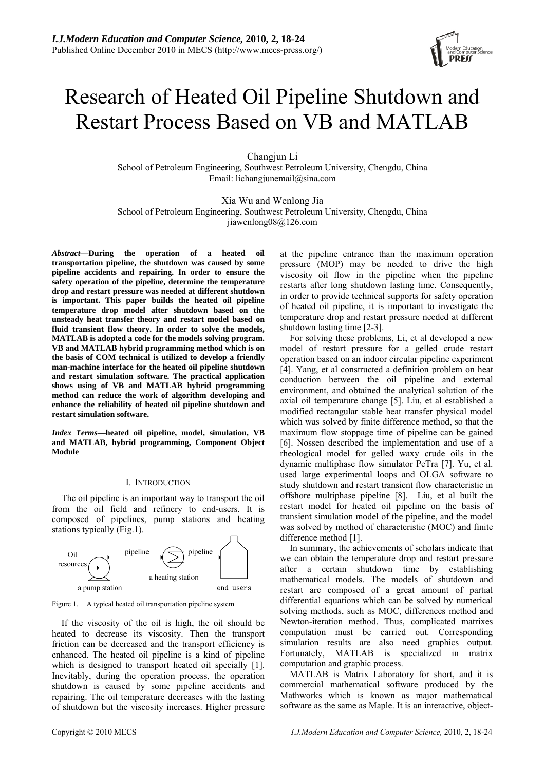// Research of Heated Oil Pipeline Shutdown and Restart Process Based on VB and MATLAB

Changjun Li
School of Petroleum Engineering, Southwest Petroleum University, Chengdu, China
Email: lichangjunemail@sina.com

Xia Wu and Wenlong Jia
School of Petroleum Engineering, Southwest Petroleum University, Chengdu, China
jiawenlong08@126.com

***Abstract*—During the operation of a heated oil transportation pipeline, the shutdown was caused by some pipeline accidents and repairing. In order to ensure the safety operation of the pipeline, determine the temperature drop and restart pressure was needed at different shutdown is important. This paper builds the heated oil pipeline temperature drop model after shutdown based on the unsteady heat transfer theory and restart model based on fluid transient flow theory. In order to solve the models, MATLAB is adopted a code for the models solving program. VB and MATLAB hybrid programming method which is on the basis of COM technical is utilized to develop a friendly man-machine interface for the heated oil pipeline shutdown and restart simulation software. The practical application shows using of VB and MATLAB hybrid programming method can reduce the work of algorithm developing and enhance the reliability of heated oil pipeline shutdown and restart simulation software.**

***Index Terms*—heated oil pipeline, model, simulation, VB and MATLAB, hybrid programming, Component Object Module**

## I. Introduction

The oil pipeline is an important way to transport the oil from the oil field and refinery to end-users. It is composed of pipelines, pump stations and heating stations typically (Fig.1).

Oil resources — a pump station — pipeline — a heating station — pipeline — end users

Figure 1. A typical heated oil transportation pipeline system

If the viscosity of the oil is high, the oil should be heated to decrease its viscosity. Then the transport friction can be decreased and the transport efficiency is enhanced. The heated oil pipeline is a kind of pipeline which is designed to transport heated oil specially [1]. Inevitably, during the operation process, the operation shutdown is caused by some pipeline accidents and repairing. The oil temperature decreases with the lasting of shutdown but the viscosity increases. Higher pressure at the pipeline entrance than the maximum operation pressure (MOP) may be needed to drive the high viscosity oil flow in the pipeline when the pipeline restarts after long shutdown lasting time. Consequently, in order to provide technical supports for safety operation of heated oil pipeline, it is important to investigate the temperature drop and restart pressure needed at different shutdown lasting time [2-3].

For solving these problems, Li, et al developed a new model of restart pressure for a gelled crude restart operation based on an indoor circular pipeline experiment [4]. Yang, et al constructed a definition problem on heat conduction between the oil pipeline and external environment, and obtained the analytical solution of the axial oil temperature change [5]. Liu, et al established a modified rectangular stable heat transfer physical model which was solved by finite difference method, so that the maximum flow stoppage time of pipeline can be gained [6]. Nossen described the implementation and use of a rheological model for gelled waxy crude oils in the dynamic multiphase flow simulator PeTra [7]. Yu, et al. used large experimental loops and OLGA software to study shutdown and restart transient flow characteristic in offshore multiphase pipeline [8]. Liu, et al built the restart model for heated oil pipeline on the basis of transient simulation model of the pipeline, and the model was solved by method of characteristic (MOC) and finite difference method [1].

In summary, the achievements of scholars indicate that we can obtain the temperature drop and restart pressure after a certain shutdown time by establishing mathematical models. The models of shutdown and restart are composed of a great amount of partial differential equations which can be solved by numerical solving methods, such as MOC, differences method and Newton-iteration method. Thus, complicated matrixes computation must be carried out. Corresponding simulation results are also need graphics output. Fortunately, MATLAB is specialized in matrix computation and graphic process.

MATLAB is Matrix Laboratory for short, and it is commercial mathematical software produced by the Mathworks which is known as major mathematical software as the same as Maple. It is an interactive, object-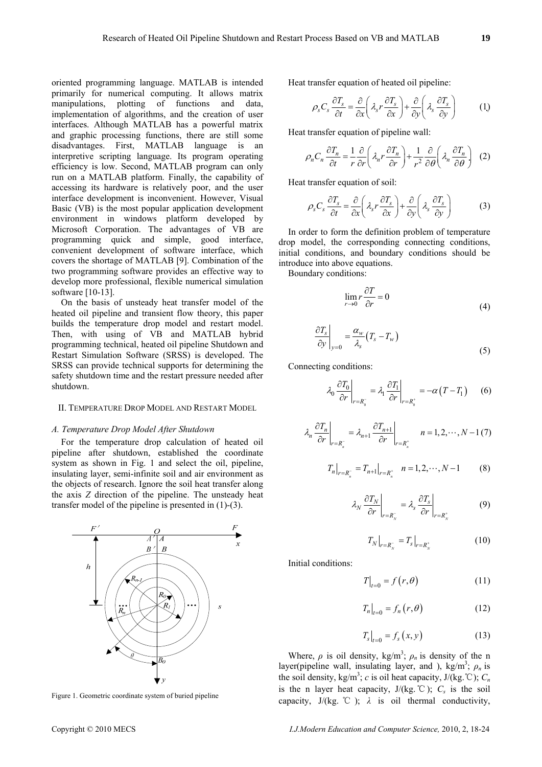oriented programming language. MATLAB is intended primarily for numerical computing. It allows matrix manipulations, plotting of functions and data, implementation of algorithms, and the creation of user interfaces. Although MATLAB has a powerful matrix and graphic processing functions, there are still some disadvantages. First, MATLAB language is an interpretive scripting language. Its program operating efficiency is low. Second, MATLAB program can only run on a MATLAB platform. Finally, the capability of accessing its hardware is relatively poor, and the user interface development is inconvenient. However, Visual Basic (VB) is the most popular application development environment in windows platform developed by Microsoft Corporation. The advantages of VB are programming quick and simple, good interface, convenient development of software interface, which covers the shortage of MATLAB [9]. Combination of the two programming software provides an effective way to develop more professional, flexible numerical simulation software [10-13].

On the basis of unsteady heat transfer model of the heated oil pipeline and transient flow theory, this paper builds the temperature drop model and restart model. Then, with using of VB and MATLAB hybrid programming technical, heated oil pipeline Shutdown and Restart Simulation Software (SRSS) is developed. The SRSS can provide technical supports for determining the safety shutdown time and the restart pressure needed after shutdown.

## II. Temperature Drop Model and Restart Model

### A. Temperature Drop Model After Shutdown

For the temperature drop calculation of heated oil pipeline after shutdown, established the coordinate system as shown in Fig. 1 and select the oil, pipeline, insulating layer, semi-infinite soil and air environment as the objects of research. Ignore the soil heat transfer along the axis $Z$ direction of the pipeline. The unsteady heat transfer model of the pipeline is presented in (1)-(3).

Figure 1. Geometric coordinate system of buried pipeline

Heat transfer equation of heated oil pipeline:

$$\rho_s C_s \frac{\partial T_s}{\partial t} = \frac{\partial}{\partial x}\left(\lambda_s r \frac{\partial T_s}{\partial x}\right) + \frac{\partial}{\partial y}\left(\lambda_s \frac{\partial T_s}{\partial y}\right) \tag{1}$$

Heat transfer equation of pipeline wall:

$$\rho_n C_n \frac{\partial T_n}{\partial t} = \frac{1}{r}\frac{\partial}{\partial r}\left(\lambda_n r \frac{\partial T_n}{\partial r}\right) + \frac{1}{r^2}\frac{\partial}{\partial \theta}\left(\lambda_n \frac{\partial T_n}{\partial \theta}\right) \tag{2}$$

Heat transfer equation of soil:

$$\rho_s C_s \frac{\partial T_s}{\partial t} = \frac{\partial}{\partial x}\left(\lambda_s r \frac{\partial T_s}{\partial x}\right) + \frac{\partial}{\partial y}\left(\lambda_s \frac{\partial T_s}{\partial y}\right) \tag{3}$$

In order to form the definition problem of temperature drop model, the corresponding connecting conditions, initial conditions, and boundary conditions should be introduce into above equations.

Boundary conditions:

$$\lim_{r \to 0} r \frac{\partial T}{\partial r} = 0 \tag{4}$$

$$\left.\frac{\partial T_s}{\partial y}\right|_{y=0} = \frac{\alpha_w}{\lambda_s}\left(T_s - T_w\right) \tag{5}$$

Connecting conditions:

$$\lambda_0 \left.\frac{\partial T_0}{\partial r}\right|_{r=R_0^-} = \lambda_1 \left.\frac{\partial T_1}{\partial r}\right|_{r=R_0^+} = -\alpha\left(T - T_1\right) \tag{6}$$

$$\lambda_n \left.\frac{\partial T_n}{\partial r}\right|_{r=R_n^-} = \lambda_{n+1} \left.\frac{\partial T_{n+1}}{\partial r}\right|_{r=R_n^+} \quad n = 1, 2, \cdots, N-1 \tag{7}$$

$$T_n\big|_{r=R_n^-} = T_{n+1}\big|_{r=R_n^+} \quad n = 1, 2, \cdots, N-1 \tag{8}$$

$$\lambda_N \left.\frac{\partial T_N}{\partial r}\right|_{r=R_N^-} = \lambda_s \left.\frac{\partial T_s}{\partial r}\right|_{r=R_N^+} \tag{9}$$

$$T_N\big|_{r=R_N^-} = T_s\big|_{r=R_N^+} \tag{10}$$

Initial conditions:

$$T\big|_{t=0} = f\left(r, \theta\right) \tag{11}$$

$$T_n\big|_{t=0} = f_n\left(r, \theta\right) \tag{12}$$

$$T_s\big|_{t=0} = f_s\left(x, y\right) \tag{13}$$

Where, $\rho$ is oil density, kg/m$^3$; $\rho_n$ is density of the n layer(pipeline wall, insulating layer, and ), kg/m$^3$; $\rho_n$ is the soil density, kg/m$^3$; $c$ is oil heat capacity, J/(kg.℃); $C_n$ is the n layer heat capacity, J/(kg.℃); $C_s$ is the soil capacity, J/(kg. ℃ ); $\lambda$ is oil thermal conductivity,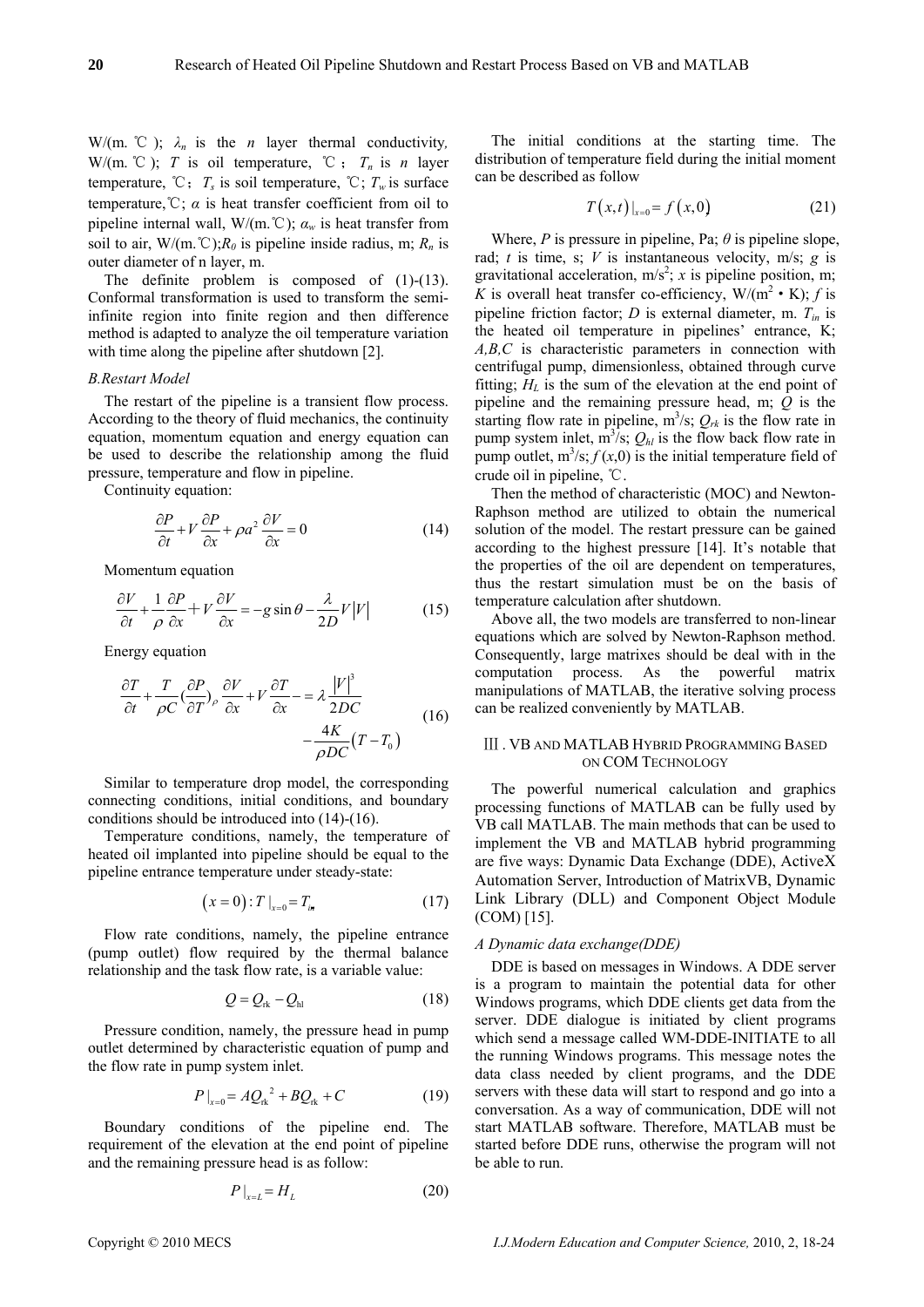W/(m. ℃ ); $\lambda_n$ is the $n$ layer thermal conductivity, W/(m. ℃ ); $T$ is oil temperature, ℃ ; $T_n$ is $n$ layer temperature, ℃; $T_s$ is soil temperature, ℃; $T_w$ is surface temperature,℃; $\alpha$ is heat transfer coefficient from oil to pipeline internal wall, W/(m.℃); $\alpha_w$ is heat transfer from soil to air, W/(m.℃);$R_0$ is pipeline inside radius, m; $R_n$ is outer diameter of n layer, m.

The definite problem is composed of (1)-(13). Conformal transformation is used to transform the semi-infinite region into finite region and then difference method is adapted to analyze the oil temperature variation with time along the pipeline after shutdown [2].

### *B.Restart Model*

The restart of the pipeline is a transient flow process. According to the theory of fluid mechanics, the continuity equation, momentum equation and energy equation can be used to describe the relationship among the fluid pressure, temperature and flow in pipeline.

Continuity equation:

$$\frac{\partial P}{\partial t}+V\frac{\partial P}{\partial x}+\rho a^2\frac{\partial V}{\partial x}=0 \tag{14}$$

Momentum equation

$$\frac{\partial V}{\partial t}+\frac{1}{\rho}\frac{\partial P}{\partial x}+V\frac{\partial V}{\partial x}=-g\sin\theta-\frac{\lambda}{2D}V\left|V\right| \tag{15}$$

Energy equation

$$\frac{\partial T}{\partial t}+\frac{T}{\rho C}\left(\frac{\partial P}{\partial T}\right)_\rho\frac{\partial V}{\partial x}+V\frac{\partial T}{\partial x}-=\lambda\frac{\left|V\right|^3}{2DC}-\frac{4K}{\rho DC}\left(T-T_0\right) \tag{16}$$

Similar to temperature drop model, the corresponding connecting conditions, initial conditions, and boundary conditions should be introduced into (14)-(16).

Temperature conditions, namely, the temperature of heated oil implanted into pipeline should be equal to the pipeline entrance temperature under steady-state:

$$\left(x=0\right):T\mid_{x=0}=T_{in} \tag{17}$$

Flow rate conditions, namely, the pipeline entrance (pump outlet) flow required by the thermal balance relationship and the task flow rate, is a variable value:

$$Q=Q_{\rm rk}-Q_{\rm hl} \tag{18}$$

Pressure condition, namely, the pressure head in pump outlet determined by characteristic equation of pump and the flow rate in pump system inlet.

$$P\mid_{x=0}=AQ_{\rm rk}^{\ 2}+BQ_{\rm rk}+C \tag{19}$$

Boundary conditions of the pipeline end. The requirement of the elevation at the end point of pipeline and the remaining pressure head is as follow:

$$P\mid_{x=L}=H_L \tag{20}$$

The initial conditions at the starting time. The distribution of temperature field during the initial moment can be described as follow

$$T\left(x,t\right)\mid_{x=0}=f\left(x,0\right) \tag{21}$$

Where, $P$ is pressure in pipeline, Pa; $\theta$ is pipeline slope, rad; $t$ is time, s; $V$ is instantaneous velocity, m/s; $g$ is gravitational acceleration, m/s$^2$; $x$ is pipeline position, m; $K$ is overall heat transfer co-efficiency, W/(m$^2$ • K); $f$ is pipeline friction factor; $D$ is external diameter, m. $T_{in}$ is the heated oil temperature in pipelines' entrance, K; $A$,$B$,$C$ is characteristic parameters in connection with centrifugal pump, dimensionless, obtained through curve fitting; $H_L$ is the sum of the elevation at the end point of pipeline and the remaining pressure head, m; $Q$ is the starting flow rate in pipeline, m$^3$/s; $Q_{rk}$ is the flow rate in pump system inlet, m$^3$/s; $Q_{hl}$ is the flow back flow rate in pump outlet, m$^3$/s; $f(x,0)$ is the initial temperature field of crude oil in pipeline, ℃.

Then the method of characteristic (MOC) and Newton-Raphson method are utilized to obtain the numerical solution of the model. The restart pressure can be gained according to the highest pressure [14]. It's notable that the properties of the oil are dependent on temperatures, thus the restart simulation must be on the basis of temperature calculation after shutdown.

Above all, the two models are transferred to non-linear equations which are solved by Newton-Raphson method. Consequently, large matrixes should be deal with in the computation process. As the powerful matrix manipulations of MATLAB, the iterative solving process can be realized conveniently by MATLAB.

## Ⅲ. VB AND MATLAB HYBRID PROGRAMMING BASED ON COM TECHNOLOGY

The powerful numerical calculation and graphics processing functions of MATLAB can be fully used by VB call MATLAB. The main methods that can be used to implement the VB and MATLAB hybrid programming are five ways: Dynamic Data Exchange (DDE), ActiveX Automation Server, Introduction of MatrixVB, Dynamic Link Library (DLL) and Component Object Module (COM) [15].

### *A Dynamic data exchange(DDE)*

DDE is based on messages in Windows. A DDE server is a program to maintain the potential data for other Windows programs, which DDE clients get data from the server. DDE dialogue is initiated by client programs which send a message called WM-DDE-INITIATE to all the running Windows programs. This message notes the data class needed by client programs, and the DDE servers with these data will start to respond and go into a conversation. As a way of communication, DDE will not start MATLAB software. Therefore, MATLAB must be started before DDE runs, otherwise the program will not be able to run.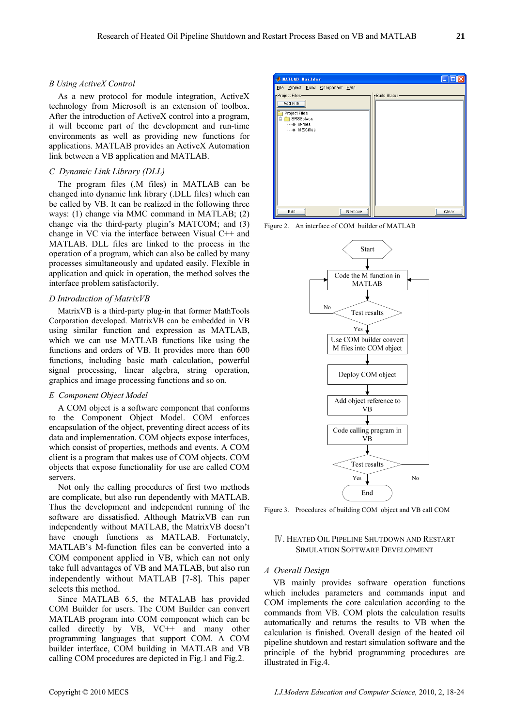### B Using ActiveX Control

As a new protocol for module integration, ActiveX technology from Microsoft is an extension of toolbox. After the introduction of ActiveX control into a program, it will become part of the development and run-time environments as well as providing new functions for applications. MATLAB provides an ActiveX Automation link between a VB application and MATLAB.

### C Dynamic Link Library (DLL)

The program files (.M files) in MATLAB can be changed into dynamic link library (.DLL files) which can be called by VB. It can be realized in the following three ways: (1) change via MMC command in MATLAB; (2) change via the third-party plugin's MATCOM; and (3) change in VC via the interface between Visual C++ and MATLAB. DLL files are linked to the process in the operation of a program, which can also be called by many processes simultaneously and updated easily. Flexible in application and quick in operation, the method solves the interface problem satisfactorily.

### D Introduction of MatrixVB

MatrixVB is a third-party plug-in that former MathTools Corporation developed. MatrixVB can be embedded in VB using similar function and expression as MATLAB, which we can use MATLAB functions like using the functions and orders of VB. It provides more than 600 functions, including basic math calculation, powerful signal processing, linear algebra, string operation, graphics and image processing functions and so on.

### E Component Object Model

A COM object is a software component that conforms to the Component Object Model. COM enforces encapsulation of the object, preventing direct access of its data and implementation. COM objects expose interfaces, which consist of properties, methods and events. A COM client is a program that makes use of COM objects. COM objects that expose functionality for use are called COM servers.

Not only the calling procedures of first two methods are complicate, but also run dependently with MATLAB. Thus the development and independent running of the software are dissatisfied. Although MatrixVB can run independently without MATLAB, the MatrixVB doesn't have enough functions as MATLAB. Fortunately, MATLAB's M-function files can be converted into a COM component applied in VB, which can not only take full advantages of VB and MATLAB, but also run independently without MATLAB [7-8]. This paper selects this method.

Since MATLAB 6.5, the MTALAB has provided COM Builder for users. The COM Builder can convert MATLAB program into COM component which can be called directly by VB, VC++ and many other programming languages that support COM. A COM builder interface, COM building in MATLAB and VB calling COM procedures are depicted in Fig.1 and Fig.2.

Figure 2. An interface of COM builder of MATLAB

Figure 3. Procedures of building COM object and VB call COM

## IV. Heated Oil Pipeline Shutdown and Restart Simulation Software Development

### A Overall Design

VB mainly provides software operation functions which includes parameters and commands input and COM implements the core calculation according to the commands from VB. COM plots the calculation results automatically and returns the results to VB when the calculation is finished. Overall design of the heated oil pipeline shutdown and restart simulation software and the principle of the hybrid programming procedures are illustrated in Fig.4.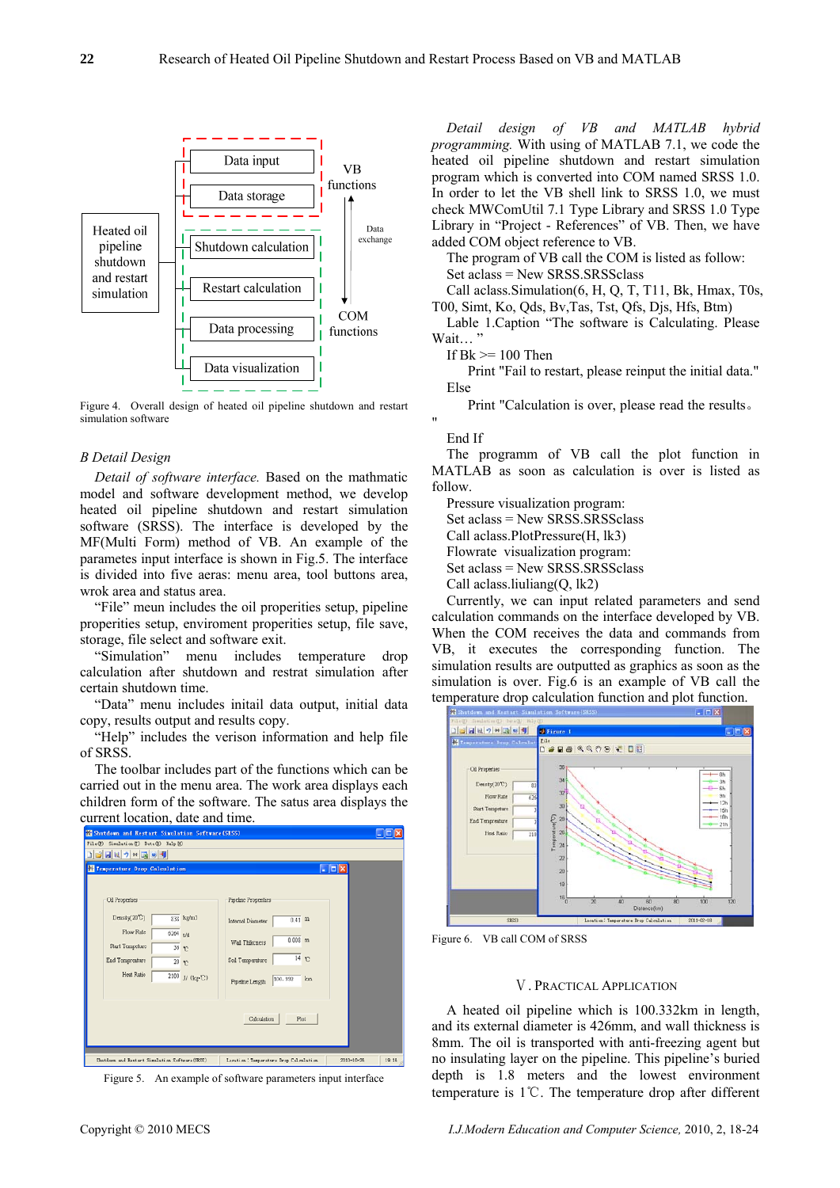Figure 4. Overall design of heated oil pipeline shutdown and restart simulation software

### B Detail Design

*Detail of software interface.* Based on the mathmatic model and software development method, we develop heated oil pipeline shutdown and restart simulation software (SRSS). The interface is developed by the MF(Multi Form) method of VB. An example of the parametes input interface is shown in Fig.5. The interface is divided into five aeras: menu area, tool buttons area, wrok area and status area.

"File" meun includes the oil properties setup, pipeline properities setup, enviroment properties setup, file save, storage, file select and software exit.

"Simulation" menu includes temperature drop calculation after shutdown and restrat simulation after certain shutdown time.

"Data" menu includes initail data output, initial data copy, results output and results copy.

"Help" includes the verison information and help file of SRSS.

The toolbar includes part of the functions which can be carried out in the menu area. The work area displays each children form of the software. The satus area displays the current location, date and time.

Figure 5. An example of software parameters input interface

*Detail design of VB and MATLAB hybrid programming.* With using of MATLAB 7.1, we code the heated oil pipeline shutdown and restart simulation program which is converted into COM named SRSS 1.0. In order to let the VB shell link to SRSS 1.0, we must check MWComUtil 7.1 Type Library and SRSS 1.0 Type Library in "Project - References" of VB. Then, we have added COM object reference to VB.

The program of VB call the COM is listed as follow:

```
Set aclass = New SRSS.SRSSclass
Call aclass.Simulation(6, H, Q, T, T11, Bk, Hmax, T0s, T00, Simt, Ko, Qds, Bv,Tas, Tst, Qfs, Djs, Hfs, Btm)
Lable 1.Caption "The software is Calculating. Please Wait… "
If Bk >= 100 Then
    Print "Fail to restart, please reinput the initial data."
Else
    Print "Calculation is over, please read the results。"
End If
```

The programm of VB call the plot function in MATLAB as soon as calculation is over is listed as follow.

Pressure visualization program:

```
Set aclass = New SRSS.SRSSclass
Call aclass.PlotPressure(H, lk3)
```

Flowrate visualization program:

```
Set aclass = New SRSS.SRSSclass
Call aclass.liuliang(Q, lk2)
```

Currently, we can input related parameters and send calculation commands on the interface developed by VB. When the COM receives the data and commands from VB, it executes the corresponding function. The simulation results are outputted as graphics as soon as the simulation is over. Fig.6 is an example of VB call the temperature drop calculation function and plot function.

Figure 6. VB call COM of SRSS

## Ⅴ. Practical Application

A heated oil pipeline which is 100.332km in length, and its external diameter is 426mm, and wall thickness is 8mm. The oil is transported with anti-freezing agent but no insulating layer on the pipeline. This pipeline's buried depth is 1.8 meters and the lowest environment temperature is 1℃. The temperature drop after different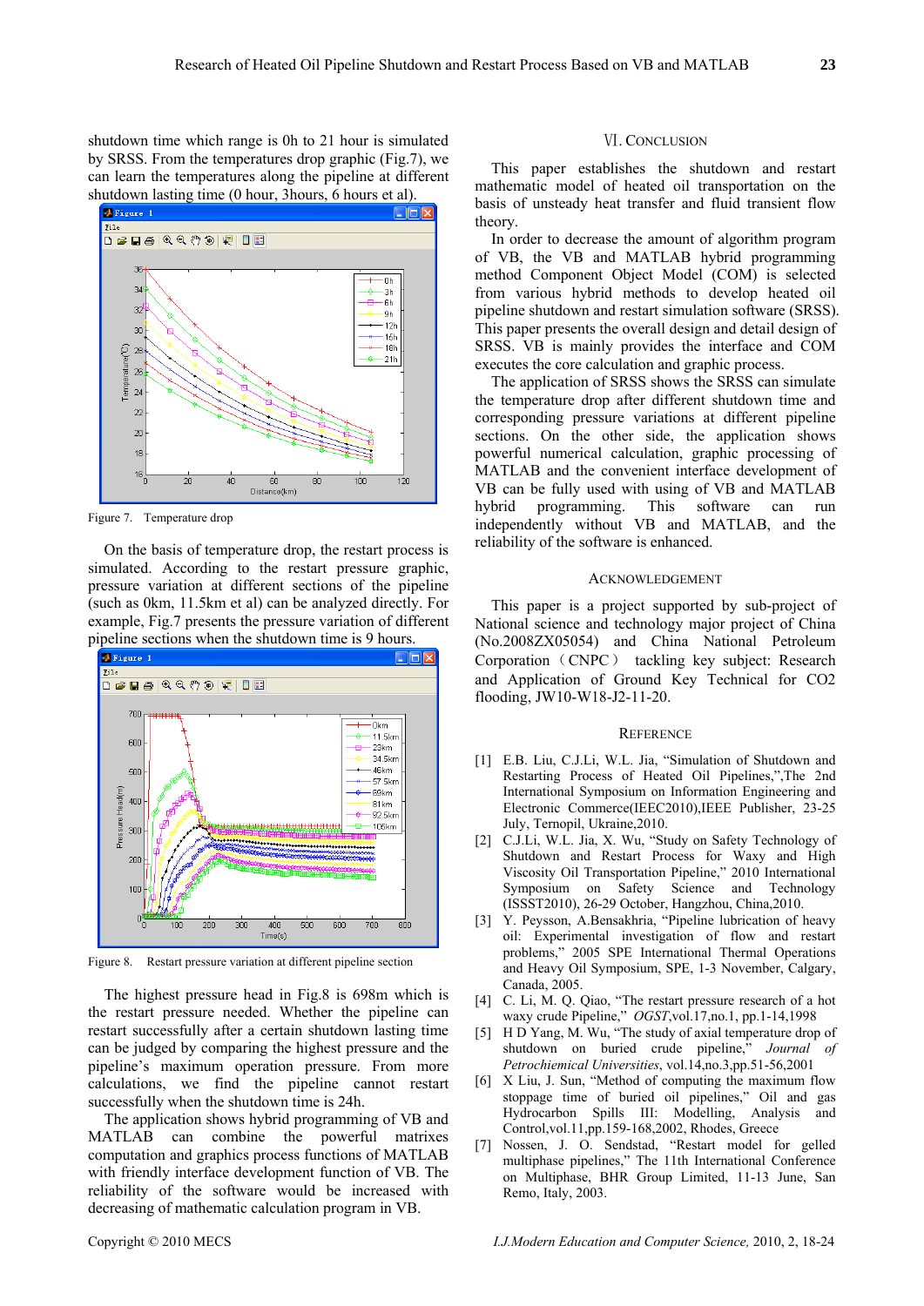shutdown time which range is 0h to 21 hour is simulated by SRSS. From the temperatures drop graphic (Fig.7), we can learn the temperatures along the pipeline at different shutdown lasting time (0 hour, 3hours, 6 hours et al).

Figure 7. Temperature drop

On the basis of temperature drop, the restart process is simulated. According to the restart pressure graphic, pressure variation at different sections of the pipeline (such as 0km, 11.5km et al) can be analyzed directly. For example, Fig.7 presents the pressure variation of different pipeline sections when the shutdown time is 9 hours.

Figure 8. Restart pressure variation at different pipeline section

The highest pressure head in Fig.8 is 698m which is the restart pressure needed. Whether the pipeline can restart successfully after a certain shutdown lasting time can be judged by comparing the highest pressure and the pipeline's maximum operation pressure. From more calculations, we find the pipeline cannot restart successfully when the shutdown time is 24h.

The application shows hybrid programming of VB and MATLAB can combine the powerful matrixes computation and graphics process functions of MATLAB with friendly interface development function of VB. The reliability of the software would be increased with decreasing of mathematic calculation program in VB.

## VI. Conclusion

This paper establishes the shutdown and restart mathematic model of heated oil transportation on the basis of unsteady heat transfer and fluid transient flow theory.

In order to decrease the amount of algorithm program of VB, the VB and MATLAB hybrid programming method Component Object Model (COM) is selected from various hybrid methods to develop heated oil pipeline shutdown and restart simulation software (SRSS). This paper presents the overall design and detail design of SRSS. VB is mainly provides the interface and COM executes the core calculation and graphic process.

The application of SRSS shows the SRSS can simulate the temperature drop after different shutdown time and corresponding pressure variations at different pipeline sections. On the other side, the application shows powerful numerical calculation, graphic processing of MATLAB and the convenient interface development of VB can be fully used with using of VB and MATLAB hybrid programming. This software can run independently without VB and MATLAB, and the reliability of the software is enhanced.

## Acknowledgement

This paper is a project supported by sub-project of National science and technology major project of China (No.2008ZX05054) and China National Petroleum Corporation（CNPC） tackling key subject: Research and Application of Ground Key Technical for CO2 flooding, JW10-W18-J2-11-20.

## Reference

[1] E.B. Liu, C.J.Li, W.L. Jia, "Simulation of Shutdown and Restarting Process of Heated Oil Pipelines,",The 2nd International Symposium on Information Engineering and Electronic Commerce(IEEC2010),IEEE Publisher, 23-25 July, Ternopil, Ukraine,2010.

[2] C.J.Li, W.L. Jia, X. Wu, "Study on Safety Technology of Shutdown and Restart Process for Waxy and High Viscosity Oil Transportation Pipeline," 2010 International Symposium on Safety Science and Technology (ISSST2010), 26-29 October, Hangzhou, China,2010.

[3] Y. Peysson, A.Bensakhria, "Pipeline lubrication of heavy oil: Experimental investigation of flow and restart problems," 2005 SPE International Thermal Operations and Heavy Oil Symposium, SPE, 1-3 November, Calgary, Canada, 2005.

[4] C. Li, M. Q. Qiao, "The restart pressure research of a hot waxy crude Pipeline," *OGST*,vol.17,no.1, pp.1-14,1998

[5] H D Yang, M. Wu, "The study of axial temperature drop of shutdown on buried crude pipeline," *Journal of Petrochiemical Universities*, vol.14,no.3,pp.51-56,2001

[6] X Liu, J. Sun, "Method of computing the maximum flow stoppage time of buried oil pipelines," Oil and gas Hydrocarbon Spills III: Modelling, Analysis and Control,vol.11,pp.159-168,2002, Rhodes, Greece

[7] Nossen, J. O. Sendstad, "Restart model for gelled multiphase pipelines," The 11th International Conference on Multiphase, BHR Group Limited, 11-13 June, San Remo, Italy, 2003.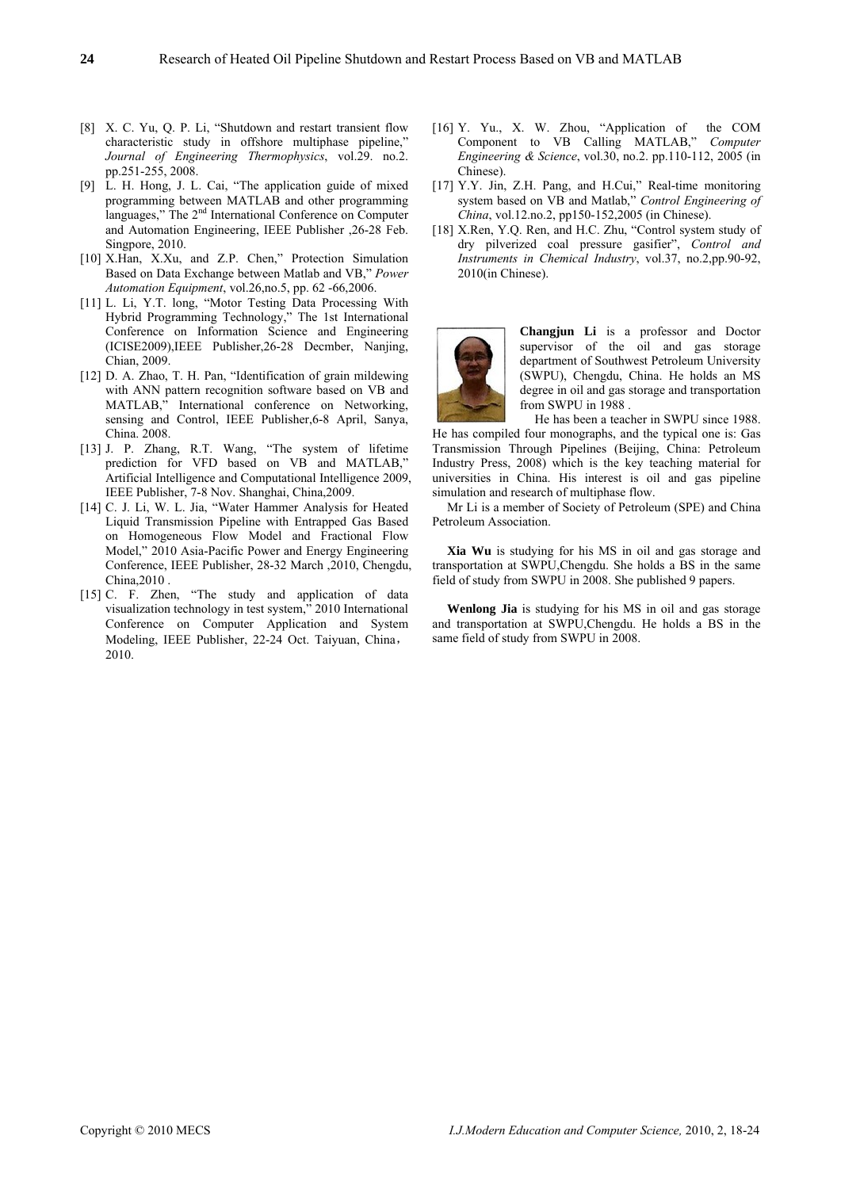[8] X. C. Yu, Q. P. Li, "Shutdown and restart transient flow characteristic study in offshore multiphase pipeline," *Journal of Engineering Thermophysics*, vol.29. no.2. pp.251-255, 2008.

[9] L. H. Hong, J. L. Cai, "The application guide of mixed programming between MATLAB and other programming languages," The 2nd International Conference on Computer and Automation Engineering, IEEE Publisher ,26-28 Feb. Singpore, 2010.

[10] X.Han, X.Xu, and Z.P. Chen," Protection Simulation Based on Data Exchange between Matlab and VB," *Power Automation Equipment*, vol.26,no.5, pp. 62 -66,2006.

[11] L. Li, Y.T. long, "Motor Testing Data Processing With Hybrid Programming Technology," The 1st International Conference on Information Science and Engineering (ICISE2009),IEEE Publisher,26-28 Decmber, Nanjing, Chian, 2009.

[12] D. A. Zhao, T. H. Pan, "Identification of grain mildewing with ANN pattern recognition software based on VB and MATLAB," International conference on Networking, sensing and Control, IEEE Publisher,6-8 April, Sanya, China. 2008.

[13] J. P. Zhang, R.T. Wang, "The system of lifetime prediction for VFD based on VB and MATLAB," Artificial Intelligence and Computational Intelligence 2009, IEEE Publisher, 7-8 Nov. Shanghai, China,2009.

[14] C. J. Li, W. L. Jia, "Water Hammer Analysis for Heated Liquid Transmission Pipeline with Entrapped Gas Based on Homogeneous Flow Model and Fractional Flow Model," 2010 Asia-Pacific Power and Energy Engineering Conference, IEEE Publisher, 28-32 March ,2010, Chengdu, China,2010 .

[15] C. F. Zhen, "The study and application of data visualization technology in test system," 2010 International Conference on Computer Application and System Modeling, IEEE Publisher, 22-24 Oct. Taiyuan, China，2010.

[16] Y. Yu., X. W. Zhou, "Application of the COM Component to VB Calling MATLAB," *Computer Engineering & Science*, vol.30, no.2. pp.110-112, 2005 (in Chinese).

[17] Y.Y. Jin, Z.H. Pang, and H.Cui," Real-time monitoring system based on VB and Matlab," *Control Engineering of China*, vol.12.no.2, pp150-152,2005 (in Chinese).

[18] X.Ren, Y.Q. Ren, and H.C. Zhu, "Control system study of dry pilverized coal pressure gasifier", *Control and Instruments in Chemical Industry*, vol.37, no.2,pp.90-92, 2010(in Chinese).

**Changjun Li** is a professor and Doctor supervisor of the oil and gas storage department of Southwest Petroleum University (SWPU), Chengdu, China. He holds an MS degree in oil and gas storage and transportation from SWPU in 1988 .

He has been a teacher in SWPU since 1988. He has compiled four monographs, and the typical one is: Gas Transmission Through Pipelines (Beijing, China: Petroleum Industry Press, 2008) which is the key teaching material for universities in China. His interest is oil and gas pipeline simulation and research of multiphase flow.

Mr Li is a member of Society of Petroleum (SPE) and China Petroleum Association.

**Xia Wu** is studying for his MS in oil and gas storage and transportation at SWPU,Chengdu. She holds a BS in the same field of study from SWPU in 2008. She published 9 papers.

**Wenlong Jia** is studying for his MS in oil and gas storage and transportation at SWPU,Chengdu. He holds a BS in the same field of study from SWPU in 2008.